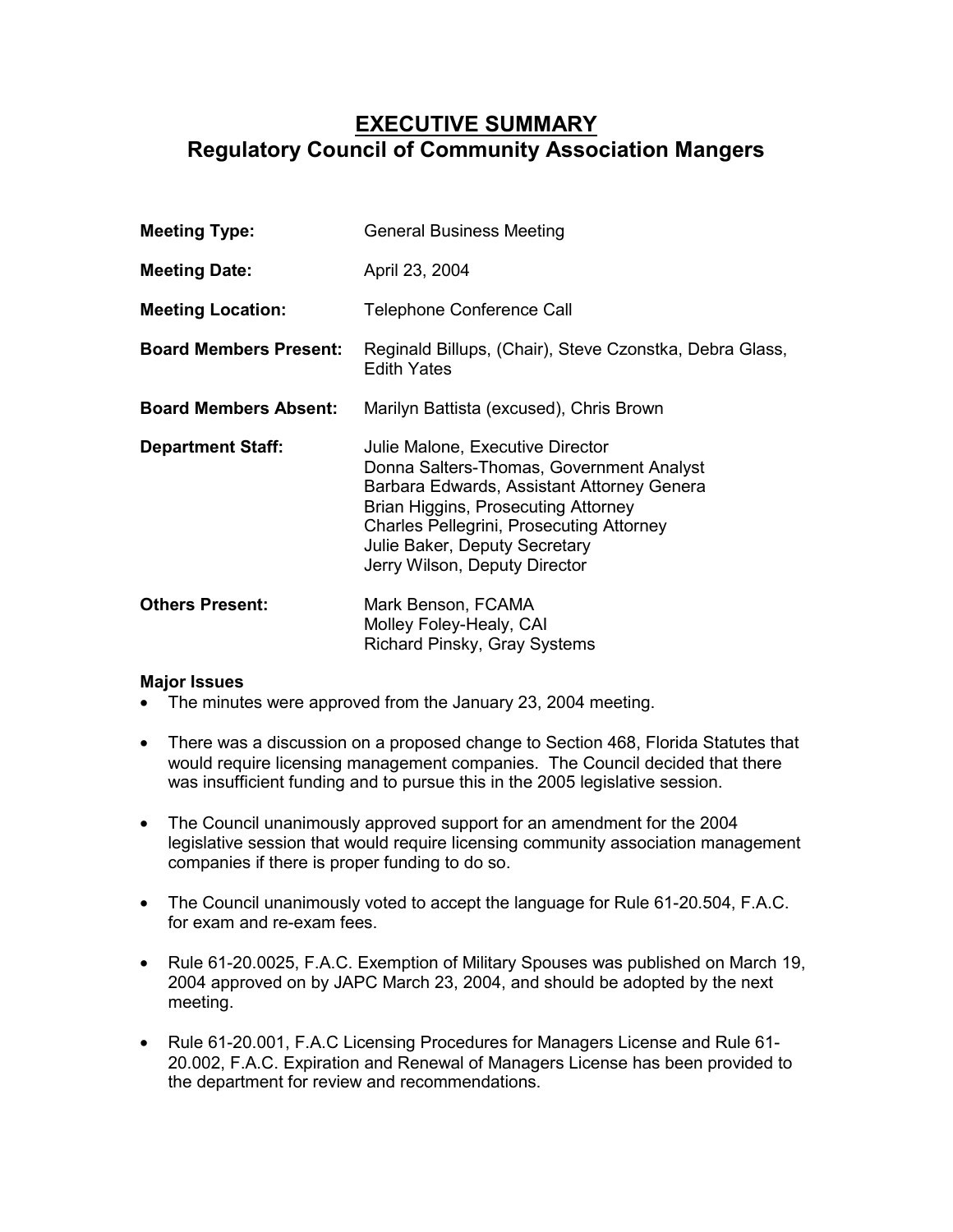# EXECUTIVE SUMMARY
## Regulatory Council of Community Association Mangers

**Meeting Type:** General Business Meeting

**Meeting Date:** April 23, 2004

**Meeting Location:** Telephone Conference Call

**Board Members Present:** Reginald Billups, (Chair), Steve Czonstka, Debra Glass, Edith Yates

**Board Members Absent:** Marilyn Battista (excused), Chris Brown

**Department Staff:** Julie Malone, Executive Director
Donna Salters-Thomas, Government Analyst
Barbara Edwards, Assistant Attorney Genera
Brian Higgins, Prosecuting Attorney
Charles Pellegrini, Prosecuting Attorney
Julie Baker, Deputy Secretary
Jerry Wilson, Deputy Director

**Others Present:** Mark Benson, FCAMA
Molley Foley-Healy, CAI
Richard Pinsky, Gray Systems

**Major Issues**

- The minutes were approved from the January 23, 2004 meeting.
- There was a discussion on a proposed change to Section 468, Florida Statutes that would require licensing management companies. The Council decided that there was insufficient funding and to pursue this in the 2005 legislative session.
- The Council unanimously approved support for an amendment for the 2004 legislative session that would require licensing community association management companies if there is proper funding to do so.
- The Council unanimously voted to accept the language for Rule 61-20.504, F.A.C. for exam and re-exam fees.
- Rule 61-20.0025, F.A.C. Exemption of Military Spouses was published on March 19, 2004 approved on by JAPC March 23, 2004, and should be adopted by the next meeting.
- Rule 61-20.001, F.A.C Licensing Procedures for Managers License and Rule 61-20.002, F.A.C. Expiration and Renewal of Managers License has been provided to the department for review and recommendations.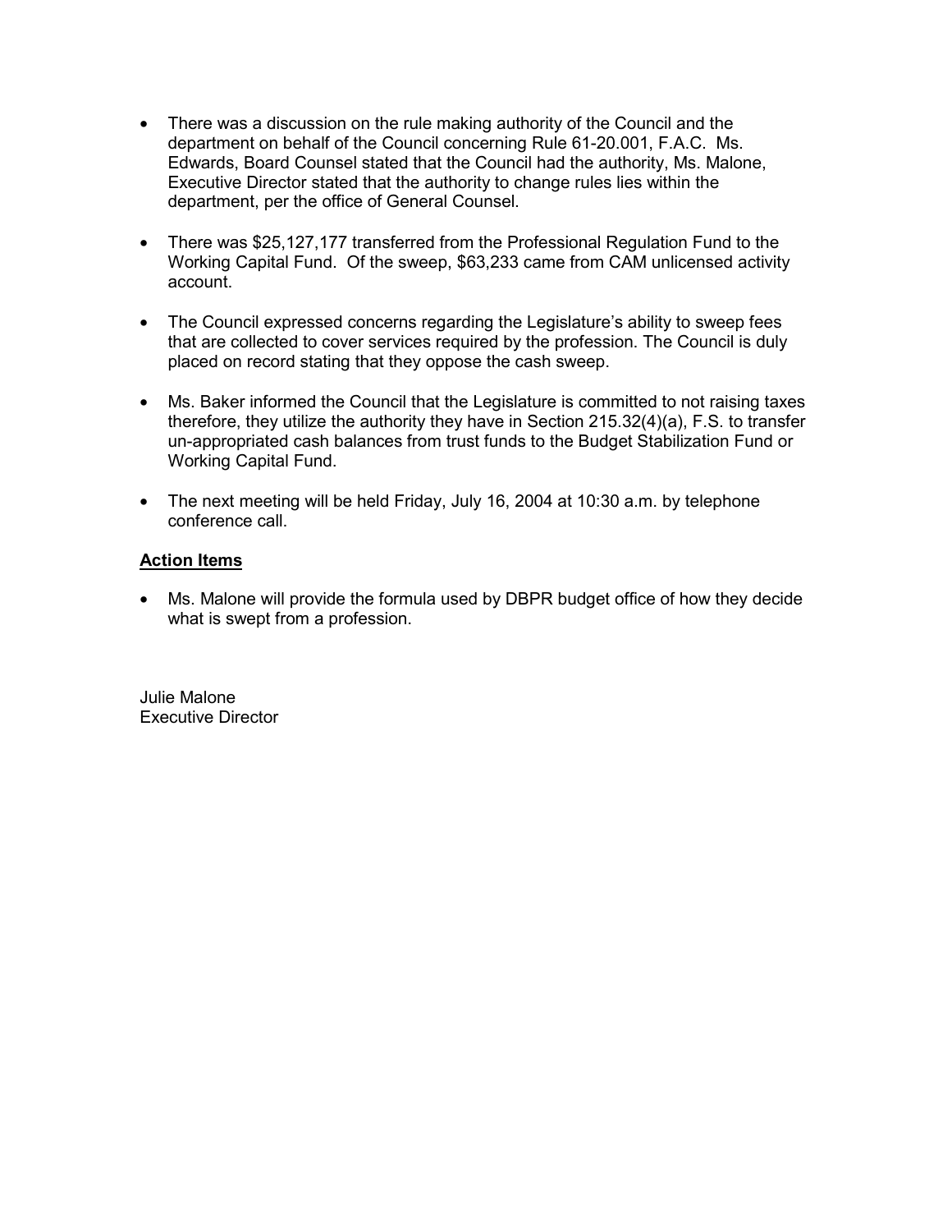- There was a discussion on the rule making authority of the Council and the department on behalf of the Council concerning Rule 61-20.001, F.A.C. Ms. Edwards, Board Counsel stated that the Council had the authority, Ms. Malone, Executive Director stated that the authority to change rules lies within the department, per the office of General Counsel.

- There was $25,127,177 transferred from the Professional Regulation Fund to the Working Capital Fund. Of the sweep, $63,233 came from CAM unlicensed activity account.

- The Council expressed concerns regarding the Legislature's ability to sweep fees that are collected to cover services required by the profession. The Council is duly placed on record stating that they oppose the cash sweep.

- Ms. Baker informed the Council that the Legislature is committed to not raising taxes therefore, they utilize the authority they have in Section 215.32(4)(a), F.S. to transfer un-appropriated cash balances from trust funds to the Budget Stabilization Fund or Working Capital Fund.

- The next meeting will be held Friday, July 16, 2004 at 10:30 a.m. by telephone conference call.

**Action Items**

- Ms. Malone will provide the formula used by DBPR budget office of how they decide what is swept from a profession.

Julie Malone
Executive Director